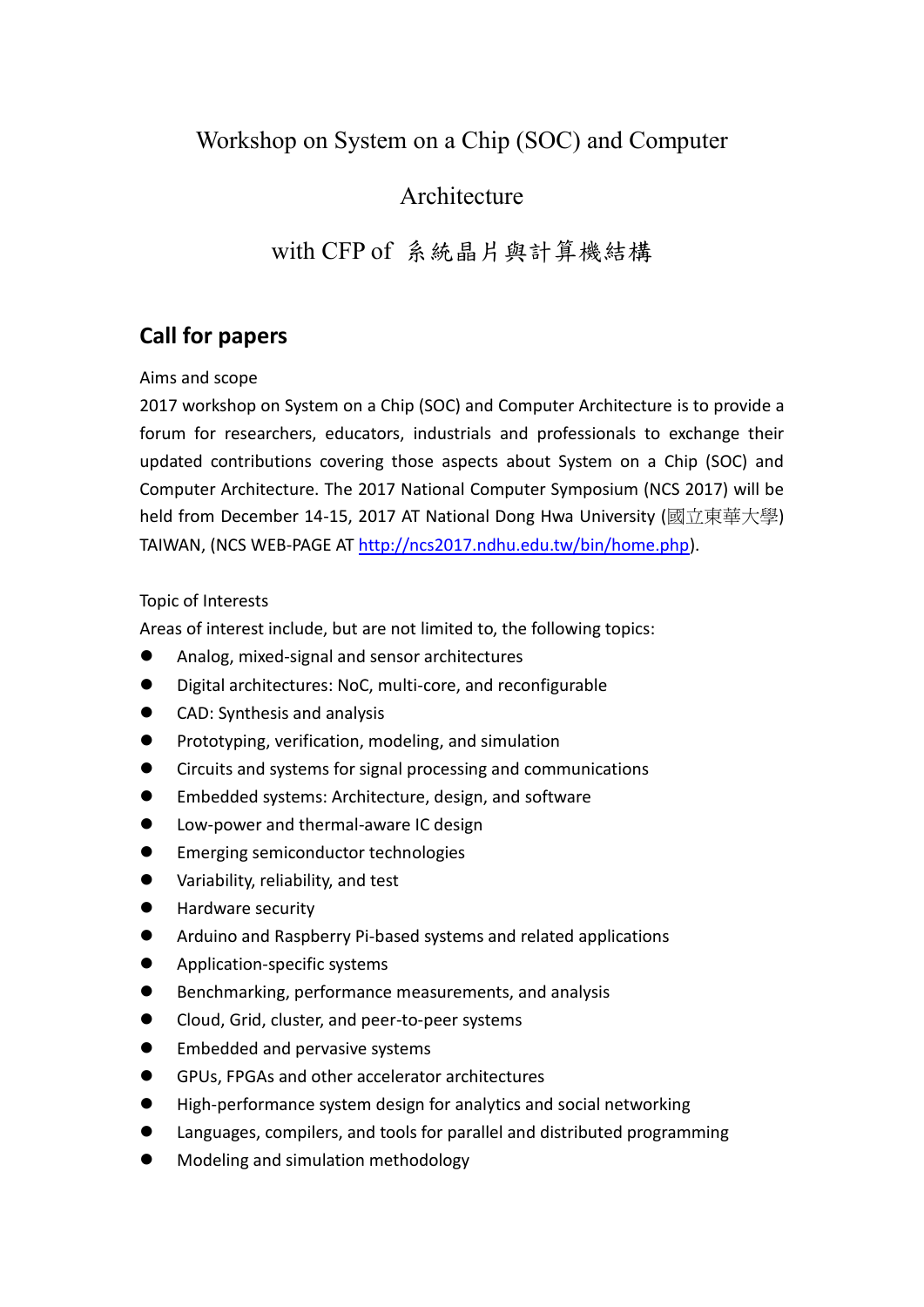# Workshop on System on a Chip (SOC) and Computer Architecture

# with CFP of 系統晶片與計算機結構

## Call for papers

Aims and scope

2017 workshop on System on a Chip (SOC) and Computer Architecture is to provide a forum for researchers, educators, industrials and professionals to exchange their updated contributions covering those aspects about System on a Chip (SOC) and Computer Architecture. The 2017 National Computer Symposium (NCS 2017) will be held from December 14-15, 2017 AT National Dong Hwa University (國立東華大學) TAIWAN, (NCS WEB-PAGE AT [http://ncs2017.ndhu.edu.tw/bin/home.php](http://ncs2017.ndhu.edu.tw/bin/home.php)).

Topic of Interests

Areas of interest include, but are not limited to, the following topics:

- Analog, mixed-signal and sensor architectures
- Digital architectures: NoC, multi-core, and reconfigurable
- CAD: Synthesis and analysis
- Prototyping, verification, modeling, and simulation
- Circuits and systems for signal processing and communications
- Embedded systems: Architecture, design, and software
- Low-power and thermal-aware IC design
- Emerging semiconductor technologies
- Variability, reliability, and test
- Hardware security
- Arduino and Raspberry Pi-based systems and related applications
- Application-specific systems
- Benchmarking, performance measurements, and analysis
- Cloud, Grid, cluster, and peer-to-peer systems
- Embedded and pervasive systems
- GPUs, FPGAs and other accelerator architectures
- High-performance system design for analytics and social networking
- Languages, compilers, and tools for parallel and distributed programming
- Modeling and simulation methodology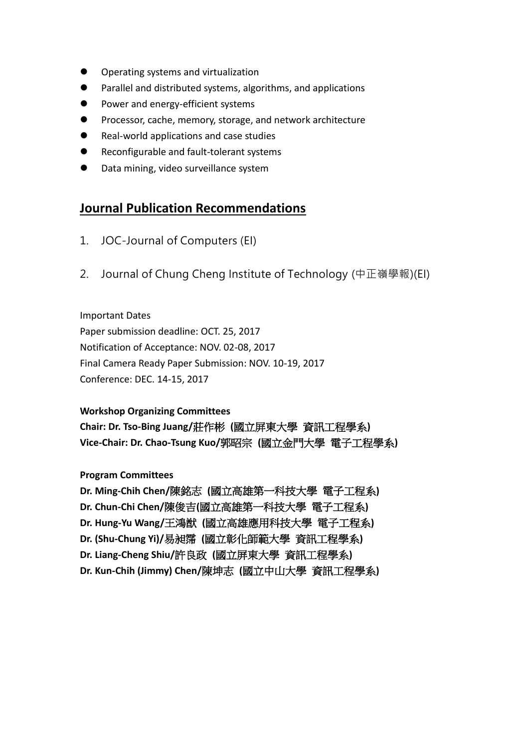- Operating systems and virtualization
- Parallel and distributed systems, algorithms, and applications
- Power and energy-efficient systems
- Processor, cache, memory, storage, and network architecture
- Real-world applications and case studies
- Reconfigurable and fault-tolerant systems
- Data mining, video surveillance system

## Journal Publication Recommendations

1. JOC-Journal of Computers (EI)
2. Journal of Chung Cheng Institute of Technology (中正嶺學報)(EI)

Important Dates
Paper submission deadline: OCT. 25, 2017
Notification of Acceptance: NOV. 02-08, 2017
Final Camera Ready Paper Submission: NOV. 10-19, 2017
Conference: DEC. 14-15, 2017

**Workshop Organizing Committees**
**Chair: Dr. Tso-Bing Juang/莊作彬 (國立屏東大學 資訊工程學系)**
**Vice-Chair: Dr. Chao-Tsung Kuo/郭昭宗 (國立金門大學 電子工程學系)**

**Program Committees**
**Dr. Ming-Chih Chen/陳銘志 (國立高雄第一科技大學 電子工程系)**
**Dr. Chun-Chi Chen/陳俊吉(國立高雄第一科技大學 電子工程系)**
**Dr. Hung-Yu Wang/王鴻猷 (國立高雄應用科技大學 電子工程系)**
**Dr. (Shu-Chung Yi)/易昶霈 (國立彰化師範大學 資訊工程學系)**
**Dr. Liang-Cheng Shiu/許良政 (國立屏東大學 資訊工程學系)**
**Dr. Kun-Chih (Jimmy) Chen/陳坤志 (國立中山大學 資訊工程學系)**